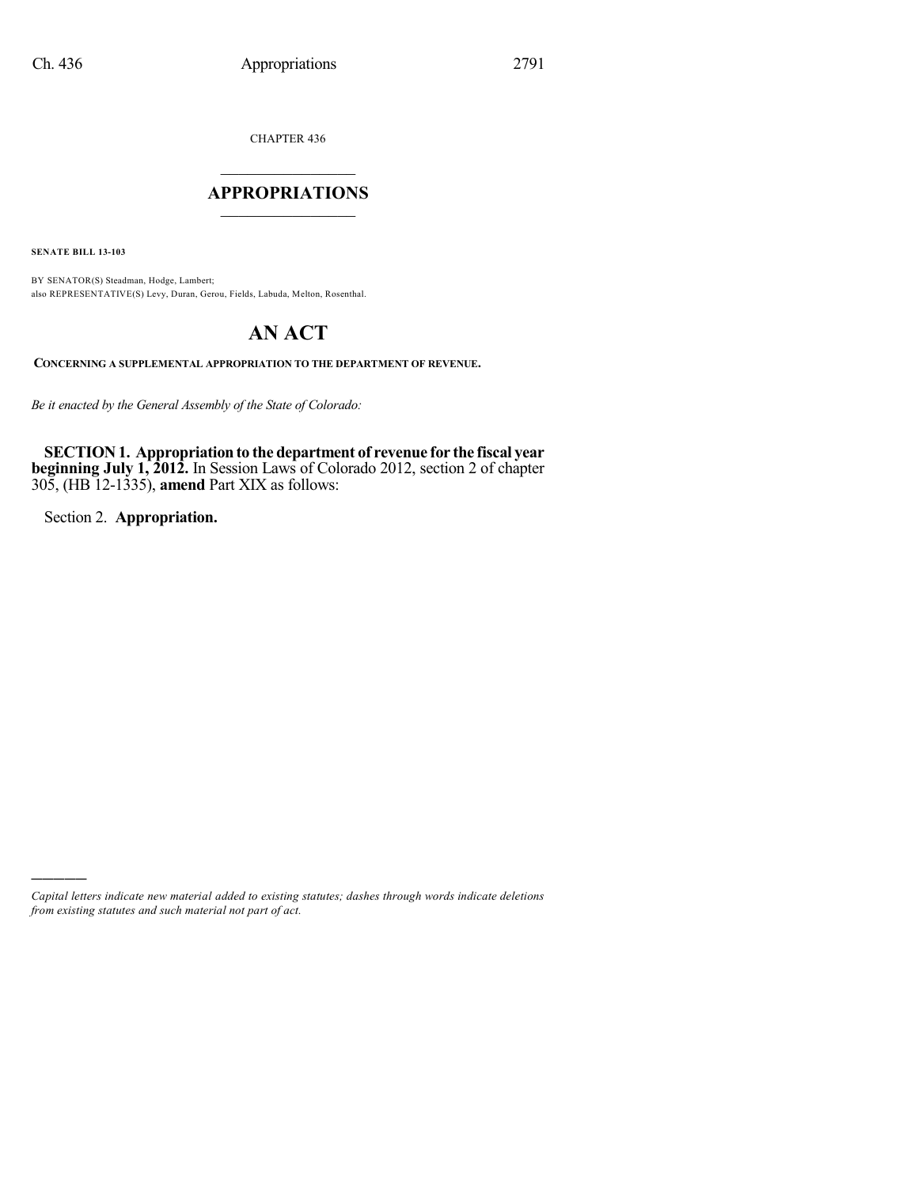CHAPTER 436

## APPROPRIATIONS

**SENATE BILL 13-103**

BY SENATOR(S) Steadman, Hodge, Lambert;
also REPRESENTATIVE(S) Levy, Duran, Gerou, Fields, Labuda, Melton, Rosenthal.

# AN ACT

**CONCERNING A SUPPLEMENTAL APPROPRIATION TO THE DEPARTMENT OF REVENUE.**

*Be it enacted by the General Assembly of the State of Colorado:*

**SECTION 1. Appropriation to the department of revenue for the fiscal year beginning July 1, 2012.** In Session Laws of Colorado 2012, section 2 of chapter 305, (HB 12-1335), **amend** Part XIX as follows:

Section 2. **Appropriation.**

---

*Capital letters indicate new material added to existing statutes; dashes through words indicate deletions from existing statutes and such material not part of act.*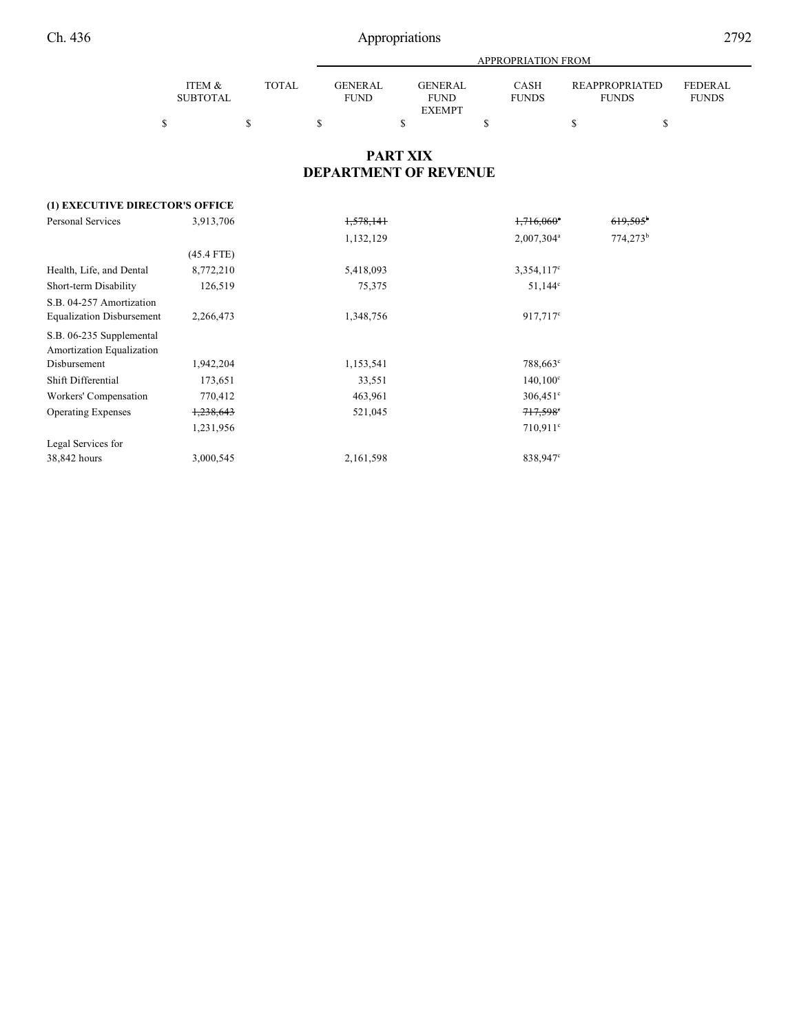| | ITEM & SUBTOTAL | TOTAL | APPROPRIATION FROM GENERAL FUND | GENERAL FUND EXEMPT | CASH FUNDS | REAPPROPRIATED FUNDS | FEDERAL FUNDS |
|---|---|---|---|---|---|---|---|
| | $ | $ | $ | $ | $ | $ | $ |

## PART XIX
## DEPARTMENT OF REVENUE

| | ITEM & SUBTOTAL | TOTAL | GENERAL FUND | GENERAL FUND EXEMPT | CASH FUNDS | REAPPROPRIATED FUNDS | FEDERAL FUNDS |
|---|---|---|---|---|---|---|---|
| **(1) EXECUTIVE DIRECTOR'S OFFICE** | | | | | | | |
| Personal Services | 3,913,706 | | ~~1,578,141~~ | | ~~1,716,060~~[a] | ~~619,505~~[b] | |
| | | | 1,132,129 | | 2,007,304[a] | 774,273[b] | |
| | (45.4 FTE) | | | | | | |
| Health, Life, and Dental | 8,772,210 | | 5,418,093 | | 3,354,117[c] | | |
| Short-term Disability | 126,519 | | 75,375 | | 51,144[c] | | |
| S.B. 04-257 Amortization Equalization Disbursement | 2,266,473 | | 1,348,756 | | 917,717[c] | | |
| S.B. 06-235 Supplemental Amortization Equalization Disbursement | 1,942,204 | | 1,153,541 | | 788,663[c] | | |
| Shift Differential | 173,651 | | 33,551 | | 140,100[c] | | |
| Workers' Compensation | 770,412 | | 463,961 | | 306,451[c] | | |
| Operating Expenses | ~~1,238,643~~ | | 521,045 | | ~~717,598~~[c] | | |
| | 1,231,956 | | | | 710,911[c] | | |
| Legal Services for 38,842 hours | 3,000,545 | | 2,161,598 | | 838,947[c] | | |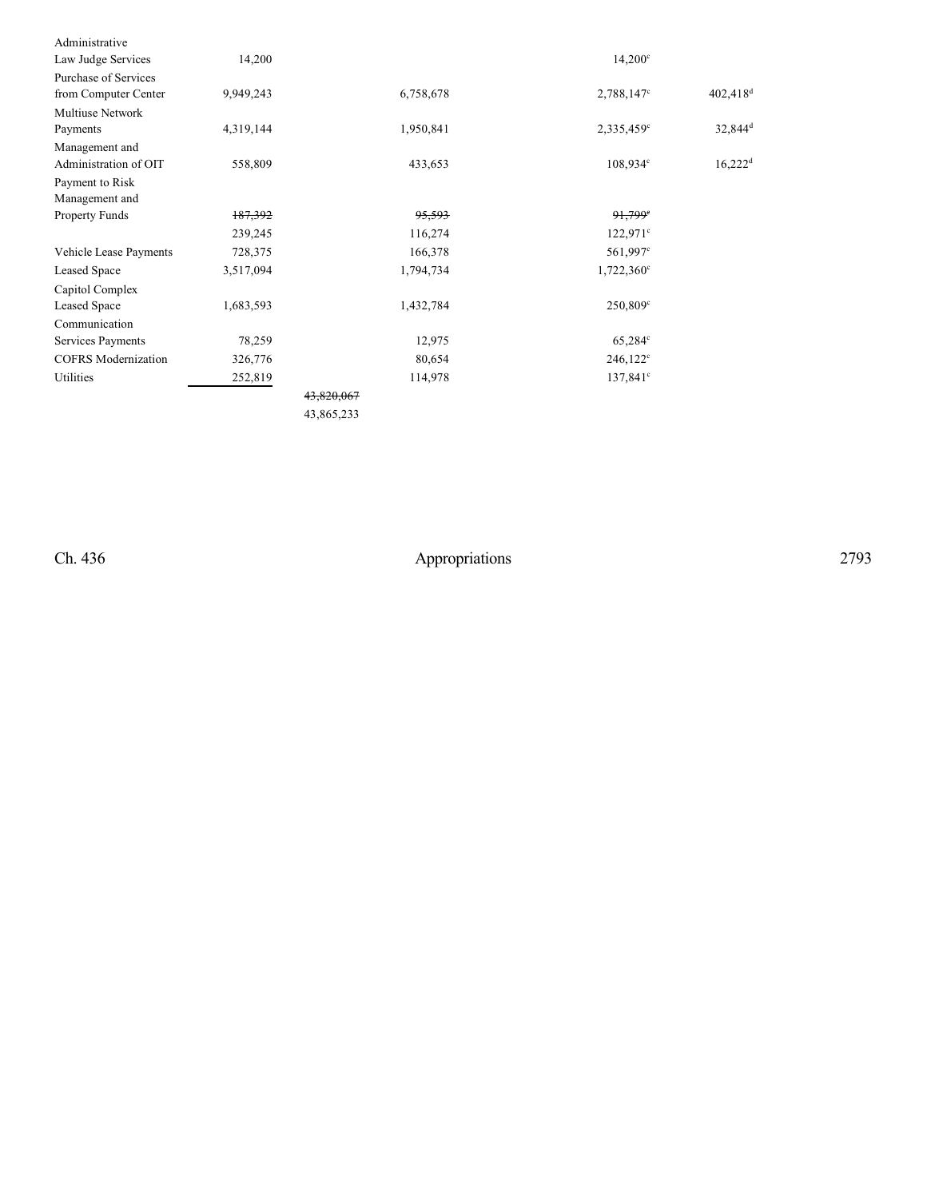| | | | | | |
|---|---|---|---|---|---|
| Administrative Law Judge Services | 14,200 | | | 14,200[c] | |
| Purchase of Services from Computer Center | 9,949,243 | | 6,758,678 | 2,788,147[c] | 402,418[d] |
| Multiuse Network Payments | 4,319,144 | | 1,950,841 | 2,335,459[c] | 32,844[d] |
| Management and Administration of OIT | 558,809 | | 433,653 | 108,934[c] | 16,222[d] |
| Payment to Risk Management and Property Funds | ~~187,392~~ | | ~~95,593~~ | ~~91,799[c]~~ | |
| | 239,245 | | 116,274 | 122,971[c] | |
| Vehicle Lease Payments | 728,375 | | 166,378 | 561,997[c] | |
| Leased Space | 3,517,094 | | 1,794,734 | 1,722,360[c] | |
| Capitol Complex Leased Space | 1,683,593 | | 1,432,784 | 250,809[c] | |
| Communication Services Payments | 78,259 | | 12,975 | 65,284[c] | |
| COFRS Modernization | 326,776 | | 80,654 | 246,122[c] | |
| Utilities | 252,819 | | 114,978 | 137,841[c] | |
| | | ~~43,820,067~~ | | | |
| | | 43,865,233 | | | |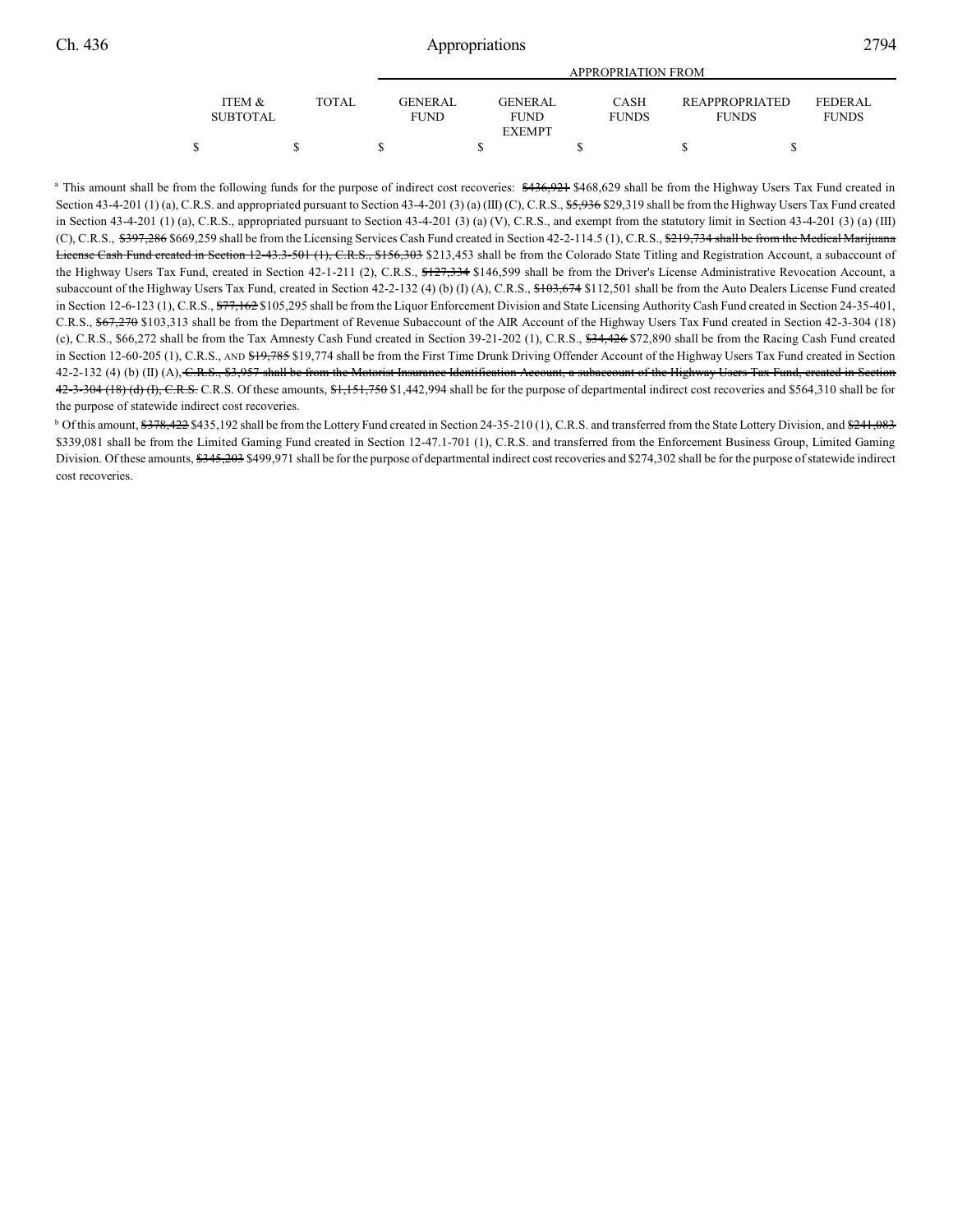| ITEM & SUBTOTAL | TOTAL | GENERAL FUND | GENERAL FUND EXEMPT | CASH FUNDS | REAPPROPRIATED FUNDS | FEDERAL FUNDS |
|---|---|---|---|---|---|---|
| | | APPROPRIATION FROM | | | | |
| $ | $ | $ | $ | $ | $ | $ |

[a] This amount shall be from the following funds for the purpose of indirect cost recoveries: ~~$436,921~~ $468,629 shall be from the Highway Users Tax Fund created in Section 43-4-201 (1) (a), C.R.S. and appropriated pursuant to Section 43-4-201 (3) (a) (III) (C), C.R.S., ~~$5,936~~ $29,319 shall be from the Highway Users Tax Fund created in Section 43-4-201 (1) (a), C.R.S., appropriated pursuant to Section 43-4-201 (3) (a) (V), C.R.S., and exempt from the statutory limit in Section 43-4-201 (3) (a) (III) (C), C.R.S., ~~$397,286~~ $669,259 shall be from the Licensing Services Cash Fund created in Section 42-2-114.5 (1), C.R.S., ~~$219,734 shall be from the Medical Marijuana License Cash Fund created in Section 12-43.3-501 (1), C.R.S., $156,303~~ $213,453 shall be from the Colorado State Titling and Registration Account, a subaccount of the Highway Users Tax Fund, created in Section 42-1-211 (2), C.R.S., ~~$127,334~~ $146,599 shall be from the Driver's License Administrative Revocation Account, a subaccount of the Highway Users Tax Fund, created in Section 42-2-132 (4) (b) (I) (A), C.R.S., ~~$103,674~~ $112,501 shall be from the Auto Dealers License Fund created in Section 12-6-123 (1), C.R.S., ~~$77,162~~ $105,295 shall be from the Liquor Enforcement Division and State Licensing Authority Cash Fund created in Section 24-35-401, C.R.S., ~~$67,270~~ $103,313 shall be from the Department of Revenue Subaccount of the AIR Account of the Highway Users Tax Fund created in Section 42-3-304 (18) (c), C.R.S., $66,272 shall be from the Tax Amnesty Cash Fund created in Section 39-21-202 (1), C.R.S., ~~$34,426~~ $72,890 shall be from the Racing Cash Fund created in Section 12-60-205 (1), C.R.S., AND ~~$19,785~~ $19,774 shall be from the First Time Drunk Driving Offender Account of the Highway Users Tax Fund created in Section 42-2-132 (4) (b) (II) (A), ~~C.R.S., $3,957 shall be from the Motorist Insurance Identification Account, a subaccount of the Highway Users Tax Fund, created in Section 42-3-304 (18) (d) (I), C.R.S.~~ C.R.S. Of these amounts, ~~$1,151,750~~ $1,442,994 shall be for the purpose of departmental indirect cost recoveries and $564,310 shall be for the purpose of statewide indirect cost recoveries.

[b] Of this amount, ~~$378,422~~ $435,192 shall be from the Lottery Fund created in Section 24-35-210 (1), C.R.S. and transferred from the State Lottery Division, and ~~$241,083~~ $339,081 shall be from the Limited Gaming Fund created in Section 12-47.1-701 (1), C.R.S. and transferred from the Enforcement Business Group, Limited Gaming Division. Of these amounts, ~~$345,203~~ $499,971 shall be for the purpose of departmental indirect cost recoveries and $274,302 shall be for the purpose of statewide indirect cost recoveries.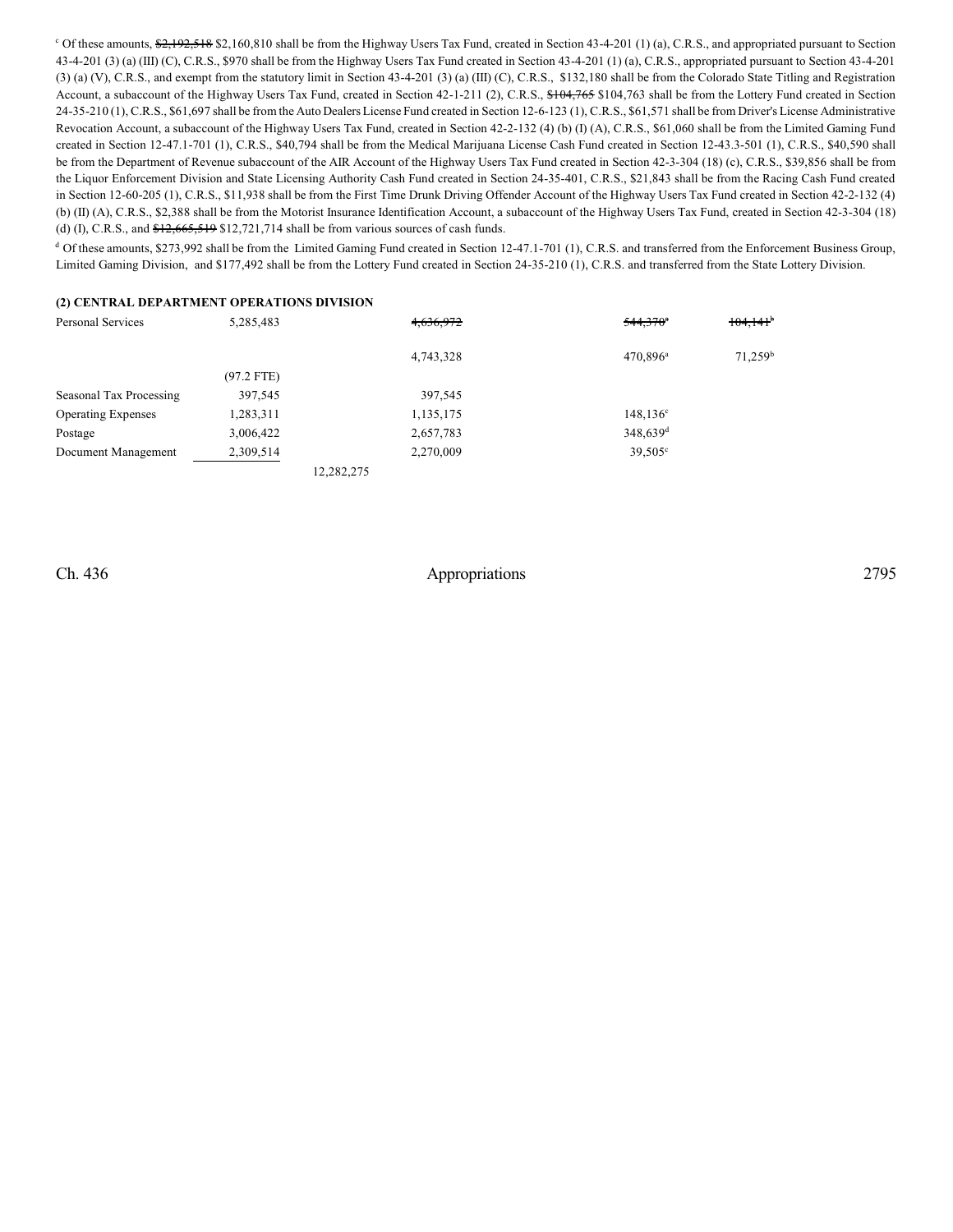[c] Of these amounts, ~~$2,192,518~~ $2,160,810 shall be from the Highway Users Tax Fund, created in Section 43-4-201 (1) (a), C.R.S., and appropriated pursuant to Section 43-4-201 (3) (a) (III) (C), C.R.S., $970 shall be from the Highway Users Tax Fund created in Section 43-4-201 (1) (a), C.R.S., appropriated pursuant to Section 43-4-201 (3) (a) (V), C.R.S., and exempt from the statutory limit in Section 43-4-201 (3) (a) (III) (C), C.R.S., $132,180 shall be from the Colorado State Titling and Registration Account, a subaccount of the Highway Users Tax Fund, created in Section 42-1-211 (2), C.R.S., ~~$104,765~~ $104,763 shall be from the Lottery Fund created in Section 24-35-210 (1), C.R.S., $61,697 shall be from the Auto Dealers License Fund created in Section 12-6-123 (1), C.R.S., $61,571 shall be from Driver's License Administrative Revocation Account, a subaccount of the Highway Users Tax Fund, created in Section 42-2-132 (4) (b) (I) (A), C.R.S., $61,060 shall be from the Limited Gaming Fund created in Section 12-47.1-701 (1), C.R.S., $40,794 shall be from the Medical Marijuana License Cash Fund created in Section 12-43.3-501 (1), C.R.S., $40,590 shall be from the Department of Revenue subaccount of the AIR Account of the Highway Users Tax Fund created in Section 42-3-304 (18) (c), C.R.S., $39,856 shall be from the Liquor Enforcement Division and State Licensing Authority Cash Fund created in Section 24-35-401, C.R.S., $21,843 shall be from the Racing Cash Fund created in Section 12-60-205 (1), C.R.S., $11,938 shall be from the First Time Drunk Driving Offender Account of the Highway Users Tax Fund created in Section 42-2-132 (4) (b) (II) (A), C.R.S., $2,388 shall be from the Motorist Insurance Identification Account, a subaccount of the Highway Users Tax Fund, created in Section 42-3-304 (18) (d) (I), C.R.S., and ~~$12,665,519~~ $12,721,714 shall be from various sources of cash funds.

[d] Of these amounts, $273,992 shall be from the Limited Gaming Fund created in Section 12-47.1-701 (1), C.R.S. and transferred from the Enforcement Business Group, Limited Gaming Division, and $177,492 shall be from the Lottery Fund created in Section 24-35-210 (1), C.R.S. and transferred from the State Lottery Division.

**(2) CENTRAL DEPARTMENT OPERATIONS DIVISION**

| | | | | | |
|---|---|---|---|---|---|
| Personal Services | 5,285,483 | | ~~4,636,972~~ | ~~544,370~~[a] | ~~104,141~~[b] |
| | | | 4,743,328 | 470,896[a] | 71,259[b] |
| | (97.2 FTE) | | | | |
| Seasonal Tax Processing | 397,545 | | 397,545 | | |
| Operating Expenses | 1,283,311 | | 1,135,175 | 148,136[c] | |
| Postage | 3,006,422 | | 2,657,783 | 348,639[d] | |
| Document Management | 2,309,514 | | 2,270,009 | 39,505[e] | |
| | | 12,282,275 | | | |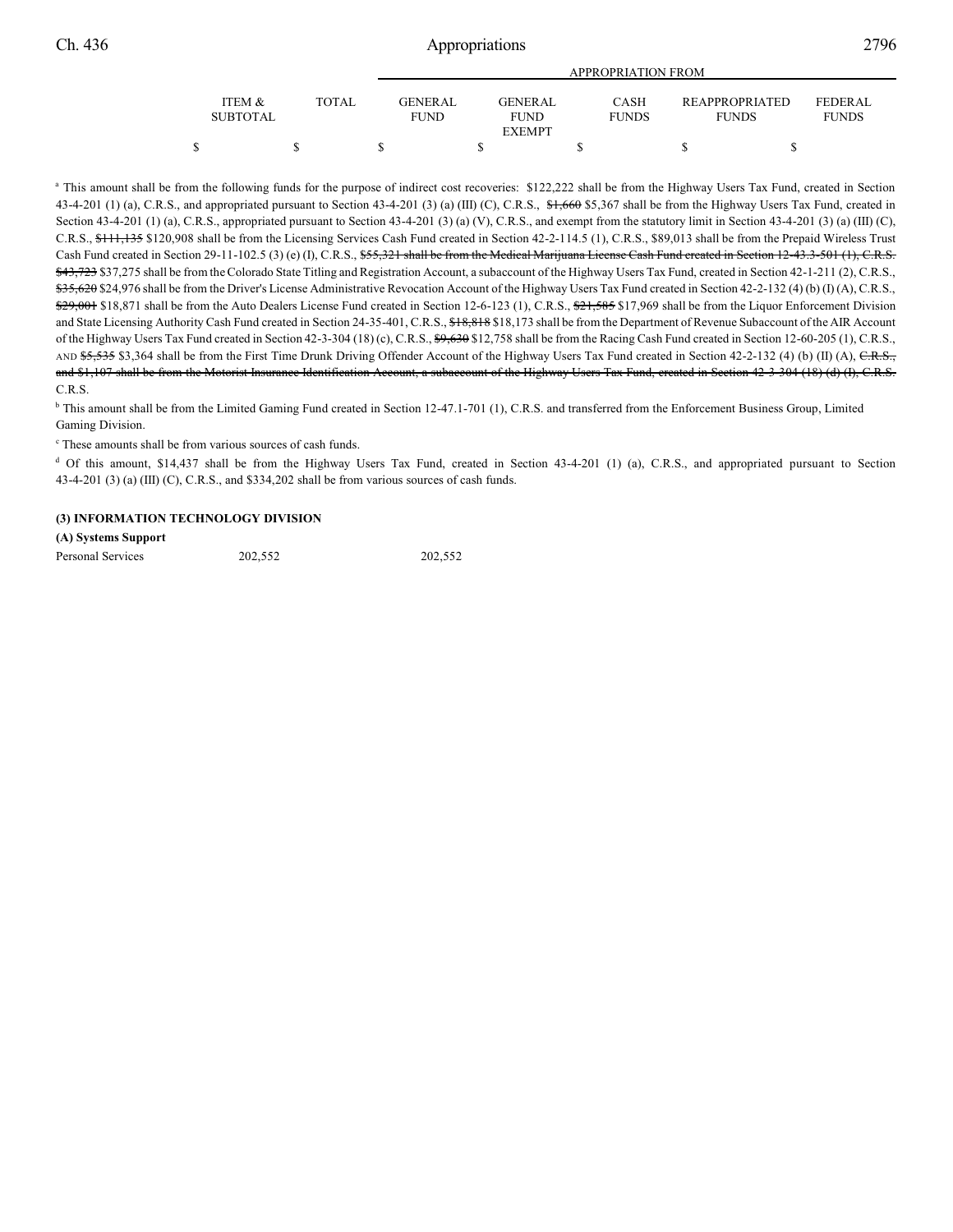| | ITEM & SUBTOTAL | TOTAL | APPROPRIATION FROM | | | | |
|---|---|---|---|---|---|---|---|
| | | | GENERAL FUND | GENERAL FUND EXEMPT | CASH FUNDS | REAPPROPRIATED FUNDS | FEDERAL FUNDS |
| | $ | $ | $ | $ | $ | $ | $ |

[a] This amount shall be from the following funds for the purpose of indirect cost recoveries: $122,222 shall be from the Highway Users Tax Fund, created in Section 43-4-201 (1) (a), C.R.S., and appropriated pursuant to Section 43-4-201 (3) (a) (III) (C), C.R.S., ~~$1,660~~ $5,367 shall be from the Highway Users Tax Fund, created in Section 43-4-201 (1) (a), C.R.S., appropriated pursuant to Section 43-4-201 (3) (a) (V), C.R.S., and exempt from the statutory limit in Section 43-4-201 (3) (a) (III) (C), C.R.S., ~~$111,135~~ $120,908 shall be from the Licensing Services Cash Fund created in Section 42-2-114.5 (1), C.R.S., $89,013 shall be from the Prepaid Wireless Trust Cash Fund created in Section 29-11-102.5 (3) (e) (I), C.R.S., ~~$55,321 shall be from the Medical Marijuana License Cash Fund created in Section 12-43.3-501 (1), C.R.S. $43,723~~ $37,275 shall be from the Colorado State Titling and Registration Account, a subaccount of the Highway Users Tax Fund, created in Section 42-1-211 (2), C.R.S., ~~$35,620~~ $24,976 shall be from the Driver's License Administrative Revocation Account of the Highway Users Tax Fund created in Section 42-2-132 (4) (b) (I) (A), C.R.S., ~~$29,001~~ $18,871 shall be from the Auto Dealers License Fund created in Section 12-6-123 (1), C.R.S., ~~$21,585~~ $17,969 shall be from the Liquor Enforcement Division and State Licensing Authority Cash Fund created in Section 24-35-401, C.R.S., ~~$18,818~~ $18,173 shall be from the Department of Revenue Subaccount of the AIR Account of the Highway Users Tax Fund created in Section 42-3-304 (18) (c), C.R.S., ~~$9,630~~ $12,758 shall be from the Racing Cash Fund created in Section 12-60-205 (1), C.R.S., AND ~~$5,535~~ $3,364 shall be from the First Time Drunk Driving Offender Account of the Highway Users Tax Fund created in Section 42-2-132 (4) (b) (II) (A), ~~C.R.S., and $1,107 shall be from the Motorist Insurance Identification Account, a subaccount of the Highway Users Tax Fund, created in Section 42-3-304 (18) (d) (I), C.R.S.~~ C.R.S.

[b] This amount shall be from the Limited Gaming Fund created in Section 12-47.1-701 (1), C.R.S. and transferred from the Enforcement Business Group, Limited Gaming Division.

[c] These amounts shall be from various sources of cash funds.

[d] Of this amount, $14,437 shall be from the Highway Users Tax Fund, created in Section 43-4-201 (1) (a), C.R.S., and appropriated pursuant to Section 43-4-201 (3) (a) (III) (C), C.R.S., and $334,202 shall be from various sources of cash funds.

**(3) INFORMATION TECHNOLOGY DIVISION**

**(A) Systems Support**

| | ITEM & SUBTOTAL | TOTAL | GENERAL FUND | GENERAL FUND EXEMPT | CASH FUNDS | REAPPROPRIATED FUNDS | FEDERAL FUNDS |
|---|---|---|---|---|---|---|---|
| Personal Services | 202,552 | | 202,552 | | | | |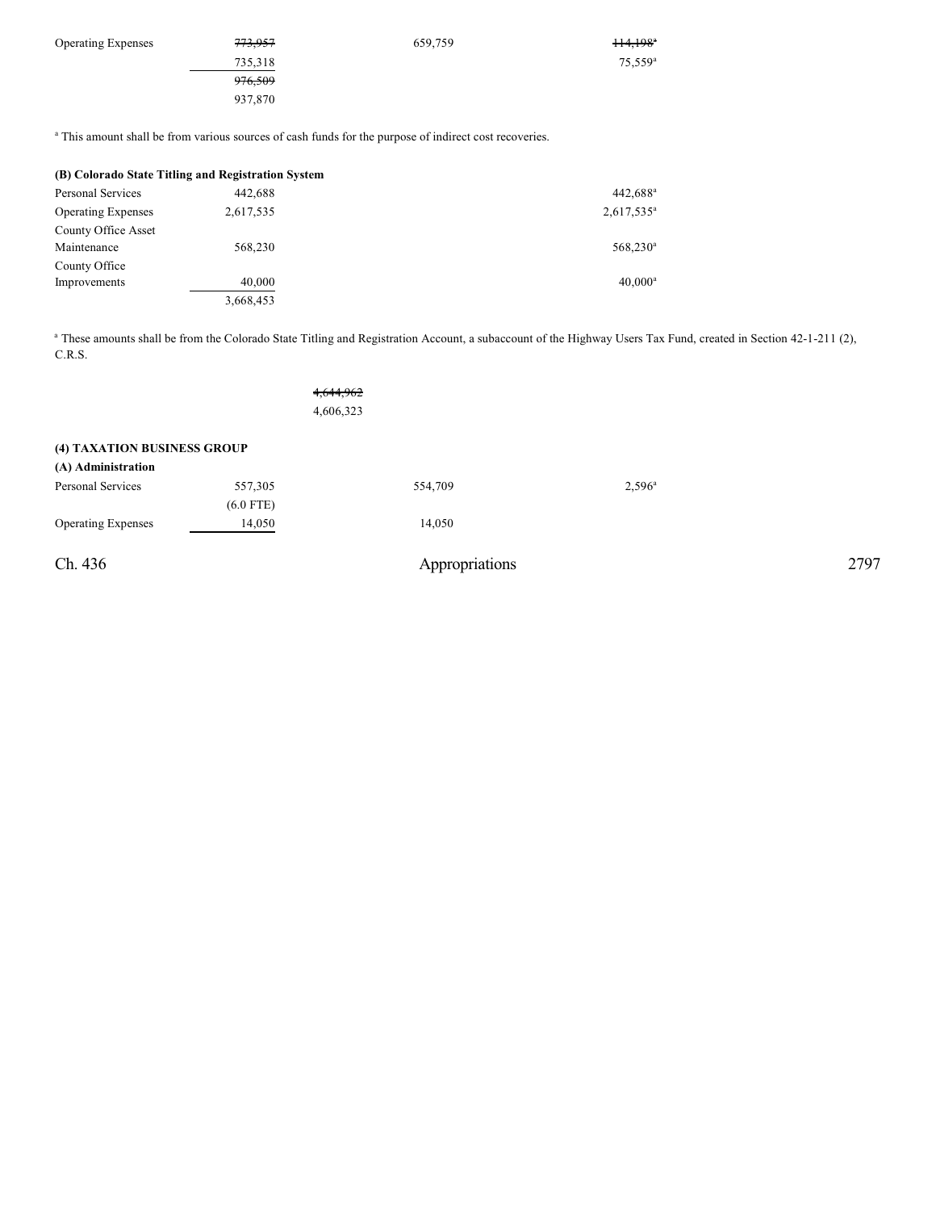| | | | |
|---|---|---|---|
| Operating Expenses | ~~773,957~~ | 659,759 | ~~114,198~~[a] |
| | 735,318 | | 75,559[a] |
| | ~~976,509~~ | | |
| | 937,870 | | |

[a] This amount shall be from various sources of cash funds for the purpose of indirect cost recoveries.

**(B) Colorado State Titling and Registration System**

| | | |
|---|---|---|
| Personal Services | 442,688 | 442,688[a] |
| Operating Expenses | 2,617,535 | 2,617,535[a] |
| County Office Asset Maintenance | 568,230 | 568,230[a] |
| County Office Improvements | 40,000 | 40,000[a] |
| | 3,668,453 | |

[a] These amounts shall be from the Colorado State Titling and Registration Account, a subaccount of the Highway Users Tax Fund, created in Section 42-1-211 (2), C.R.S.

~~4,644,962~~
4,606,323

**(4) TAXATION BUSINESS GROUP**

**(A) Administration**

| | | | |
|---|---|---|---|
| Personal Services | 557,305 | 554,709 | 2,596[a] |
| | (6.0 FTE) | | |
| Operating Expenses | 14,050 | 14,050 | |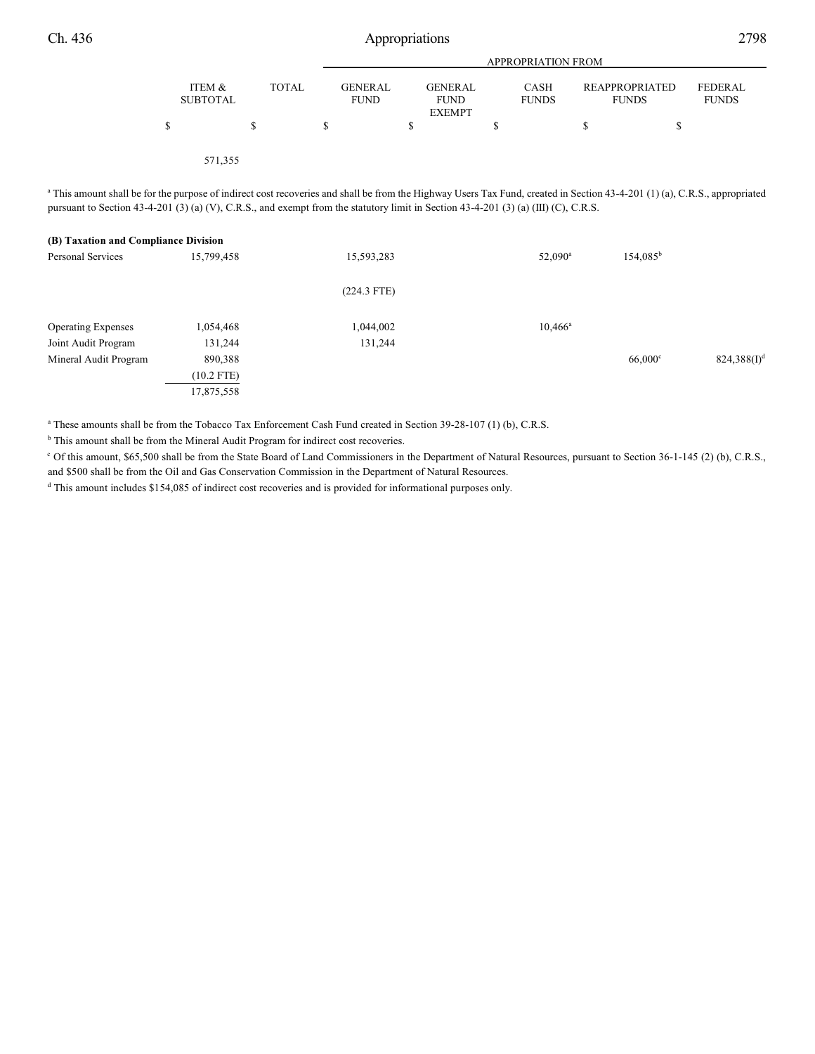| | ITEM & SUBTOTAL | TOTAL | APPROPRIATION FROM GENERAL FUND | GENERAL FUND EXEMPT | CASH FUNDS | REAPPROPRIATED FUNDS | FEDERAL FUNDS |
|---|---|---|---|---|---|---|---|
| | $ | $ | $ | $ | $ | $ | $ |
| | 571,355 | | | | | | |

[a] This amount shall be for the purpose of indirect cost recoveries and shall be from the Highway Users Tax Fund, created in Section 43-4-201 (1) (a), C.R.S., appropriated pursuant to Section 43-4-201 (3) (a) (V), C.R.S., and exempt from the statutory limit in Section 43-4-201 (3) (a) (III) (C), C.R.S.

**(B) Taxation and Compliance Division**

| | ITEM & SUBTOTAL | TOTAL | GENERAL FUND | GENERAL FUND EXEMPT | CASH FUNDS | REAPPROPRIATED FUNDS | FEDERAL FUNDS |
|---|---|---|---|---|---|---|---|
| Personal Services | 15,799,458 | | 15,593,283 | | 52,090[a] | 154,085[b] | |
| | | | (224.3 FTE) | | | | |
| Operating Expenses | 1,054,468 | | 1,044,002 | | 10,466[a] | | |
| Joint Audit Program | 131,244 | | 131,244 | | | | |
| Mineral Audit Program | 890,388 | | | | | 66,000[c] | 824,388(I)[d] |
| | (10.2 FTE) | | | | | | |
| | 17,875,558 | | | | | | |

[a] These amounts shall be from the Tobacco Tax Enforcement Cash Fund created in Section 39-28-107 (1) (b), C.R.S.

[b] This amount shall be from the Mineral Audit Program for indirect cost recoveries.

[c] Of this amount, $65,500 shall be from the State Board of Land Commissioners in the Department of Natural Resources, pursuant to Section 36-1-145 (2) (b), C.R.S., and $500 shall be from the Oil and Gas Conservation Commission in the Department of Natural Resources.

[d] This amount includes $154,085 of indirect cost recoveries and is provided for informational purposes only.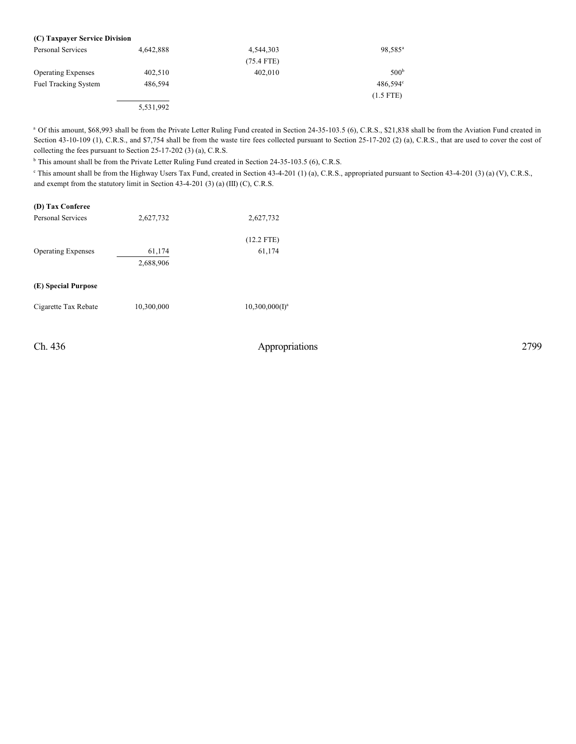**(C) Taxpayer Service Division**

| | | | |
|---|---|---|---|
| Personal Services | 4,642,888 | 4,544,303 | 98,585[a] |
| | | (75.4 FTE) | |
| Operating Expenses | 402,510 | 402,010 | 500[b] |
| Fuel Tracking System | 486,594 | | 486,594[c] |
| | | | (1.5 FTE) |
| | 5,531,992 | | |

[a] Of this amount, $68,993 shall be from the Private Letter Ruling Fund created in Section 24-35-103.5 (6), C.R.S., $21,838 shall be from the Aviation Fund created in Section 43-10-109 (1), C.R.S., and $7,754 shall be from the waste tire fees collected pursuant to Section 25-17-202 (2) (a), C.R.S., that are used to cover the cost of collecting the fees pursuant to Section 25-17-202 (3) (a), C.R.S.

[b] This amount shall be from the Private Letter Ruling Fund created in Section 24-35-103.5 (6), C.R.S.

[c] This amount shall be from the Highway Users Tax Fund, created in Section 43-4-201 (1) (a), C.R.S., appropriated pursuant to Section 43-4-201 (3) (a) (V), C.R.S., and exempt from the statutory limit in Section 43-4-201 (3) (a) (III) (C), C.R.S.

**(D) Tax Conferee**

| | | |
|---|---|---|
| Personal Services | 2,627,732 | 2,627,732 |
| | | (12.2 FTE) |
| Operating Expenses | 61,174 | 61,174 |
| | 2,688,906 | |

**(E) Special Purpose**

| | | |
|---|---|---|
| Cigarette Tax Rebate | 10,300,000 | 10,300,000(I)[a] |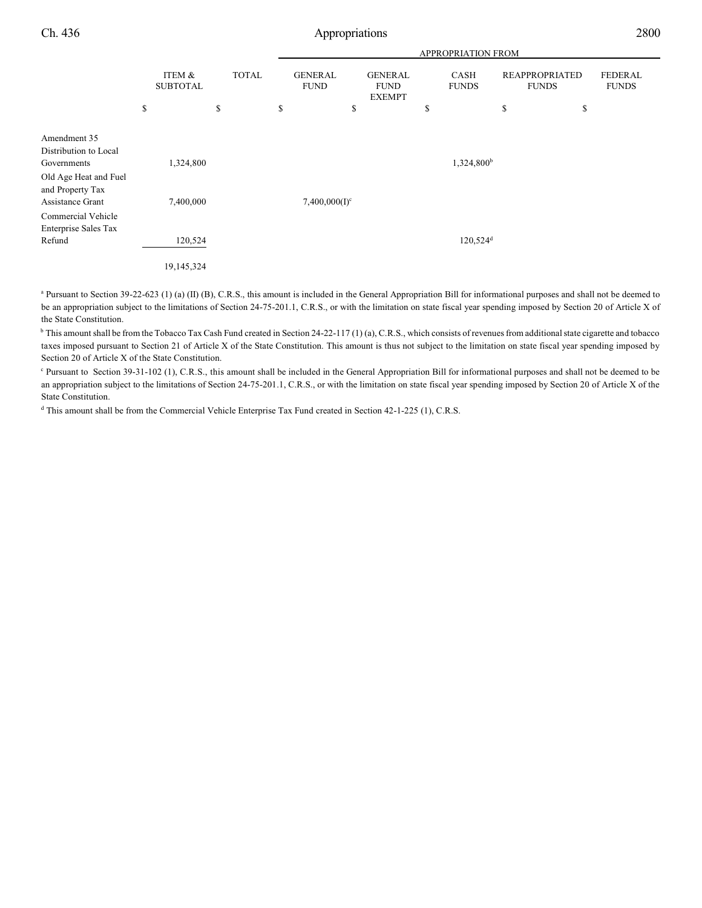| | ITEM & SUBTOTAL | TOTAL | APPROPRIATION FROM | | | | |
|---|---|---|---|---|---|---|---|
| | | | GENERAL FUND | GENERAL FUND EXEMPT | CASH FUNDS | REAPPROPRIATED FUNDS | FEDERAL FUNDS |
| | $ | $ | $ | $ | $ | $ | $ |
| Amendment 35 Distribution to Local Governments | 1,324,800 | | | | 1,324,800[b] | | |
| Old Age Heat and Fuel and Property Tax Assistance Grant | 7,400,000 | | 7,400,000(I)[c] | | | | |
| Commercial Vehicle Enterprise Sales Tax Refund | 120,524 | | | | 120,524[d] | | |
| | 19,145,324 | | | | | | |

[a] Pursuant to Section 39-22-623 (1) (a) (II) (B), C.R.S., this amount is included in the General Appropriation Bill for informational purposes and shall not be deemed to be an appropriation subject to the limitations of Section 24-75-201.1, C.R.S., or with the limitation on state fiscal year spending imposed by Section 20 of Article X of the State Constitution.

[b] This amount shall be from the Tobacco Tax Cash Fund created in Section 24-22-117 (1) (a), C.R.S., which consists of revenues from additional state cigarette and tobacco taxes imposed pursuant to Section 21 of Article X of the State Constitution. This amount is thus not subject to the limitation on state fiscal year spending imposed by Section 20 of Article X of the State Constitution.

[c] Pursuant to Section 39-31-102 (1), C.R.S., this amount shall be included in the General Appropriation Bill for informational purposes and shall not be deemed to be an appropriation subject to the limitations of Section 24-75-201.1, C.R.S., or with the limitation on state fiscal year spending imposed by Section 20 of Article X of the State Constitution.

[d] This amount shall be from the Commercial Vehicle Enterprise Tax Fund created in Section 42-1-225 (1), C.R.S.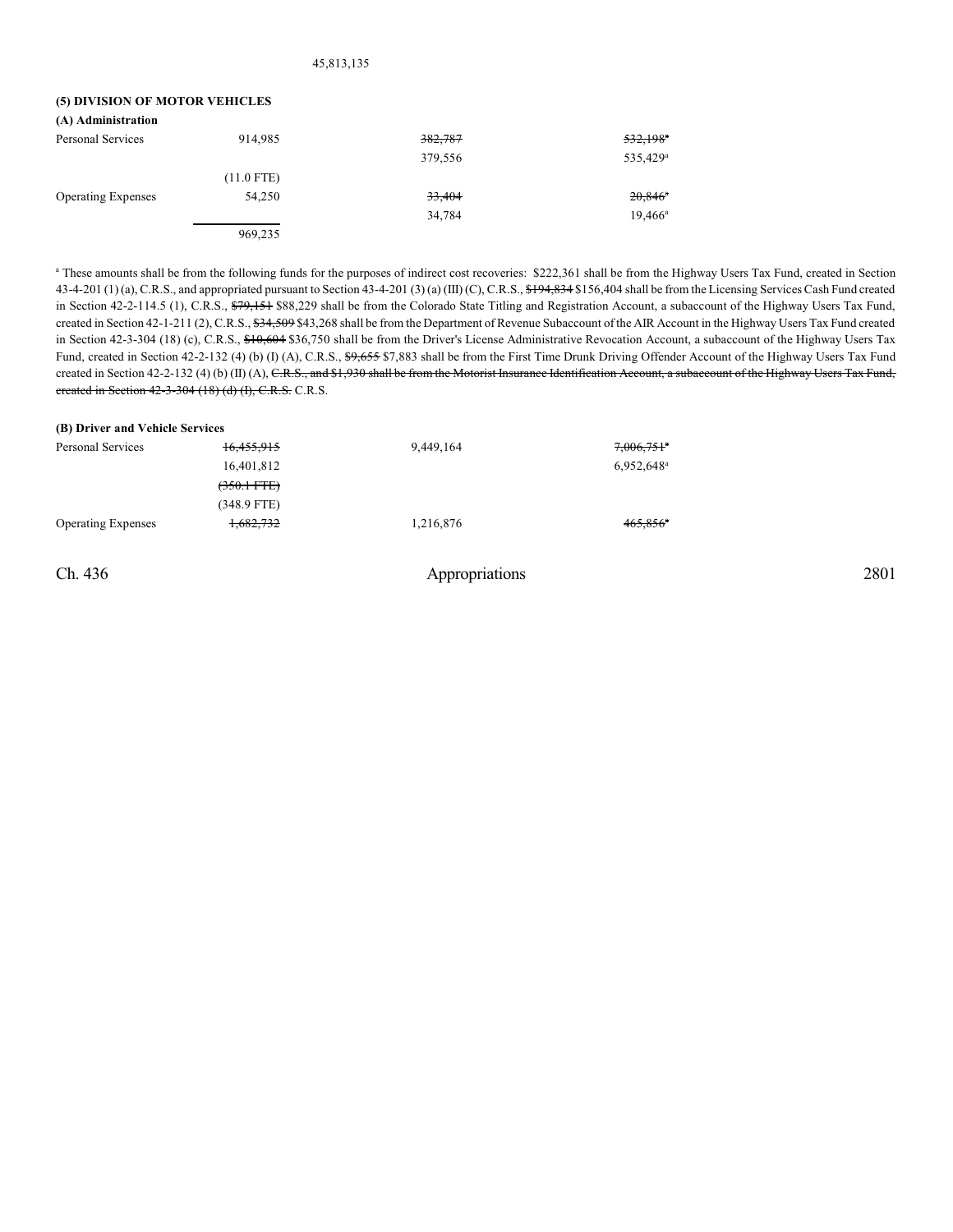45,813,135

**(5) DIVISION OF MOTOR VEHICLES**

**(A) Administration**

| | | | |
|---|---|---|---|
| Personal Services | 914,985 | ~~382,787~~ | ~~532,198~~[a] |
| | | 379,556 | 535,429[a] |
| | (11.0 FTE) | | |
| Operating Expenses | 54,250 | ~~33,404~~ | ~~20,846~~[a] |
| | | 34,784 | 19,466[a] |
| | 969,235 | | |

[a] These amounts shall be from the following funds for the purposes of indirect cost recoveries: $222,361 shall be from the Highway Users Tax Fund, created in Section 43-4-201 (1) (a), C.R.S., and appropriated pursuant to Section 43-4-201 (3) (a) (III) (C), C.R.S., ~~$194,834~~ $156,404 shall be from the Licensing Services Cash Fund created in Section 42-2-114.5 (1), C.R.S., ~~$79,151~~ $88,229 shall be from the Colorado State Titling and Registration Account, a subaccount of the Highway Users Tax Fund, created in Section 42-1-211 (2), C.R.S., ~~$34,509~~ $43,268 shall be from the Department of Revenue Subaccount of the AIR Account in the Highway Users Tax Fund created in Section 42-3-304 (18) (c), C.R.S., ~~$10,604~~ $36,750 shall be from the Driver's License Administrative Revocation Account, a subaccount of the Highway Users Tax Fund, created in Section 42-2-132 (4) (b) (I) (A), C.R.S., ~~$9,655~~ $7,883 shall be from the First Time Drunk Driving Offender Account of the Highway Users Tax Fund created in Section 42-2-132 (4) (b) (II) (A), ~~C.R.S., and $1,930 shall be from the Motorist Insurance Identification Account, a subaccount of the Highway Users Tax Fund, created in Section 42-3-304 (18) (d) (I), C.R.S.~~ C.R.S.

**(B) Driver and Vehicle Services**

| | | | |
|---|---|---|---|
| Personal Services | ~~16,455,915~~ | 9,449,164 | ~~7,006,751~~[a] |
| | 16,401,812 | | 6,952,648[a] |
| | ~~(350.1 FTE)~~ | | |
| | (348.9 FTE) | | |
| Operating Expenses | ~~1,682,732~~ | 1,216,876 | ~~465,856~~[a] |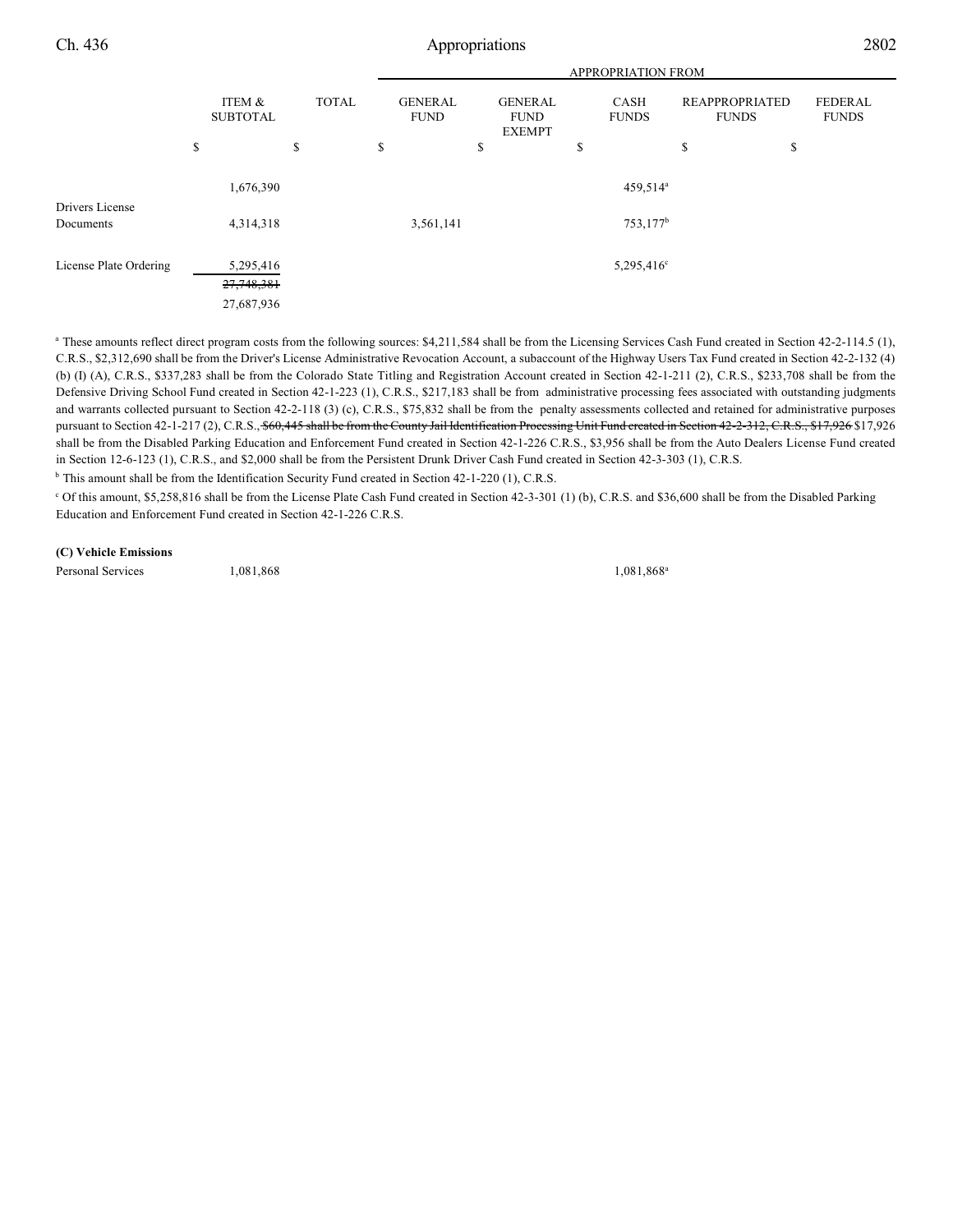| | ITEM & SUBTOTAL | TOTAL | GENERAL FUND | GENERAL FUND EXEMPT | CASH FUNDS | REAPPROPRIATED FUNDS | FEDERAL FUNDS |
|---|---|---|---|---|---|---|---|
| | | | APPROPRIATION FROM | | | | |
| | $ | $ | $ | $ | $ | $ | $ |
| | 1,676,390 | | | | 459,514[a] | | |
| Drivers License Documents | 4,314,318 | | 3,561,141 | | 753,177[b] | | |
| License Plate Ordering | 5,295,416 | | | | 5,295,416[c] | | |
| | ~~27,748,381~~ | | | | | | |
| | 27,687,936 | | | | | | |

[a] These amounts reflect direct program costs from the following sources: $4,211,584 shall be from the Licensing Services Cash Fund created in Section 42-2-114.5 (1), C.R.S., $2,312,690 shall be from the Driver's License Administrative Revocation Account, a subaccount of the Highway Users Tax Fund created in Section 42-2-132 (4) (b) (I) (A), C.R.S., $337,283 shall be from the Colorado State Titling and Registration Account created in Section 42-1-211 (2), C.R.S., $233,708 shall be from the Defensive Driving School Fund created in Section 42-1-223 (1), C.R.S., $217,183 shall be from administrative processing fees associated with outstanding judgments and warrants collected pursuant to Section 42-2-118 (3) (c), C.R.S., $75,832 shall be from the penalty assessments collected and retained for administrative purposes pursuant to Section 42-1-217 (2), C.R.S., ~~$60,445 shall be from the County Jail Identification Processing Unit Fund created in Section 42-2-312, C.R.S., $17,926~~ $17,926 shall be from the Disabled Parking Education and Enforcement Fund created in Section 42-1-226 C.R.S., $3,956 shall be from the Auto Dealers License Fund created in Section 12-6-123 (1), C.R.S., and $2,000 shall be from the Persistent Drunk Driver Cash Fund created in Section 42-3-303 (1), C.R.S.

[b] This amount shall be from the Identification Security Fund created in Section 42-1-220 (1), C.R.S.

[c] Of this amount, $5,258,816 shall be from the License Plate Cash Fund created in Section 42-3-301 (1) (b), C.R.S. and $36,600 shall be from the Disabled Parking Education and Enforcement Fund created in Section 42-1-226 C.R.S.

**(C) Vehicle Emissions**

| | ITEM & SUBTOTAL | TOTAL | GENERAL FUND | GENERAL FUND EXEMPT | CASH FUNDS | REAPPROPRIATED FUNDS | FEDERAL FUNDS |
|---|---|---|---|---|---|---|---|
| Personal Services | 1,081,868 | | | | 1,081,868[a] | | |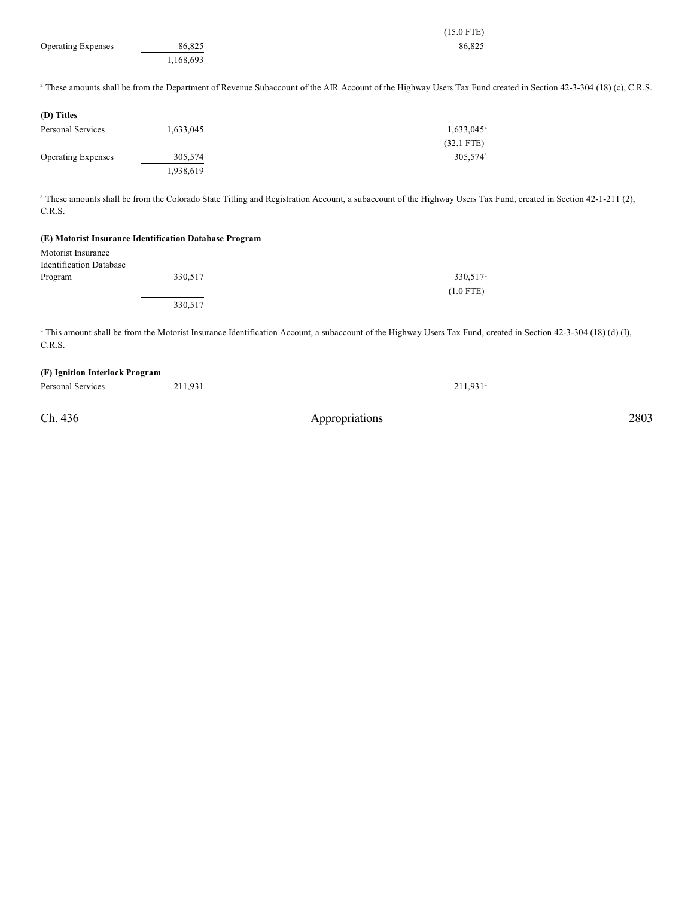| | | |
|---|---|---|
| | | (15.0 FTE) |
| Operating Expenses | 86,825 | 86,825[a] |
| | 1,168,693 | |

[a] These amounts shall be from the Department of Revenue Subaccount of the AIR Account of the Highway Users Tax Fund created in Section 42-3-304 (18) (c), C.R.S.

**(D) Titles**

| | | |
|---|---|---|
| Personal Services | 1,633,045 | 1,633,045[a] |
| | | (32.1 FTE) |
| Operating Expenses | 305,574 | 305,574[a] |
| | 1,938,619 | |

[a] These amounts shall be from the Colorado State Titling and Registration Account, a subaccount of the Highway Users Tax Fund, created in Section 42-1-211 (2), C.R.S.

**(E) Motorist Insurance Identification Database Program**

| | | |
|---|---|---|
| Motorist Insurance Identification Database Program | 330,517 | 330,517[a] |
| | | (1.0 FTE) |
| | 330,517 | |

[a] This amount shall be from the Motorist Insurance Identification Account, a subaccount of the Highway Users Tax Fund, created in Section 42-3-304 (18) (d) (I), C.R.S.

**(F) Ignition Interlock Program**

| | | |
|---|---|---|
| Personal Services | 211,931 | 211,931[a] |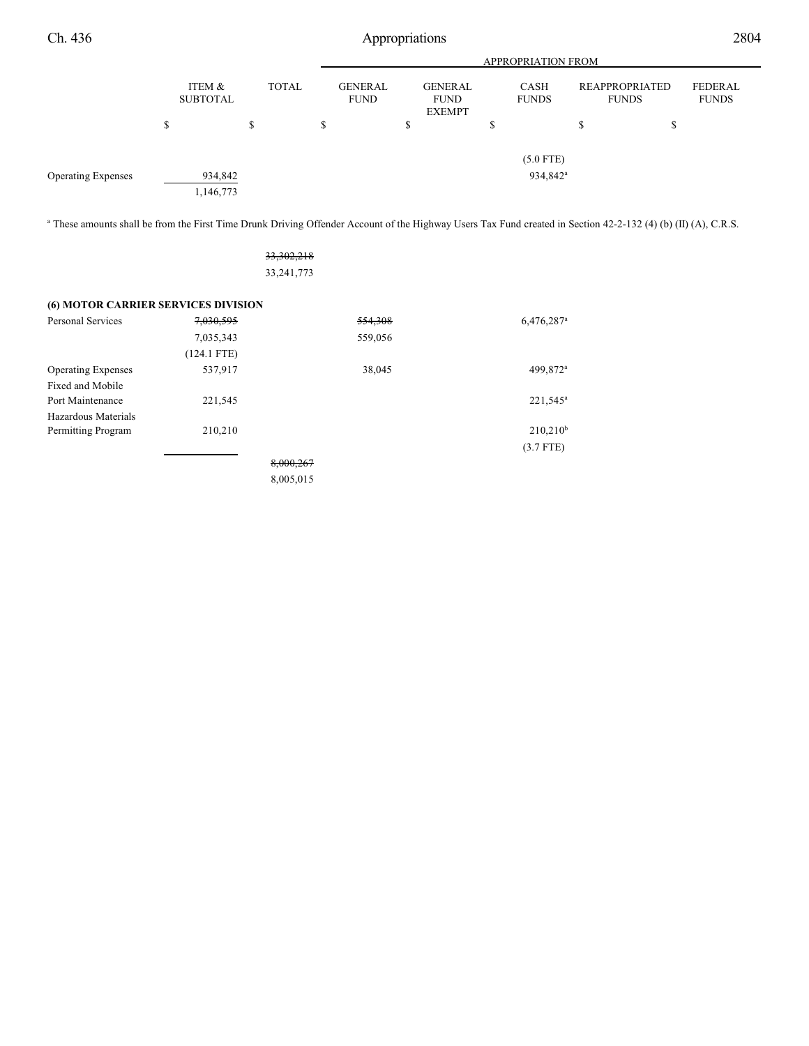| | ITEM & SUBTOTAL | TOTAL | APPROPRIATION FROM GENERAL FUND | GENERAL FUND EXEMPT | CASH FUNDS | REAPPROPRIATED FUNDS | FEDERAL FUNDS |
|---|---|---|---|---|---|---|---|
| | $ | $ | $ | $ | $ | $ | $ |
| | | | | | (5.0 FTE) | | |
| Operating Expenses | 934,842 | | | | 934,842[a] | | |
| | 1,146,773 | | | | | | |

[a] These amounts shall be from the First Time Drunk Driving Offender Account of the Highway Users Tax Fund created in Section 42-2-132 (4) (b) (II) (A), C.R.S.

| | ITEM & SUBTOTAL | TOTAL | GENERAL FUND | GENERAL FUND EXEMPT | CASH FUNDS | REAPPROPRIATED FUNDS | FEDERAL FUNDS |
|---|---|---|---|---|---|---|---|
| | | ~~33,302,218~~ | | | | | |
| | | 33,241,773 | | | | | |
| **(6) MOTOR CARRIER SERVICES DIVISION** | | | | | | | |
| Personal Services | ~~7,030,595~~ | | ~~554,308~~ | | 6,476,287[a] | | |
| | 7,035,343 | | 559,056 | | | | |
| | (124.1 FTE) | | | | | | |
| Operating Expenses | 537,917 | | 38,045 | | 499,872[a] | | |
| Fixed and Mobile Port Maintenance | 221,545 | | | | 221,545[a] | | |
| Hazardous Materials Permitting Program | 210,210 | | | | 210,210[b] | | |
| | | | | | (3.7 FTE) | | |
| | | ~~8,000,267~~ | | | | | |
| | | 8,005,015 | | | | | |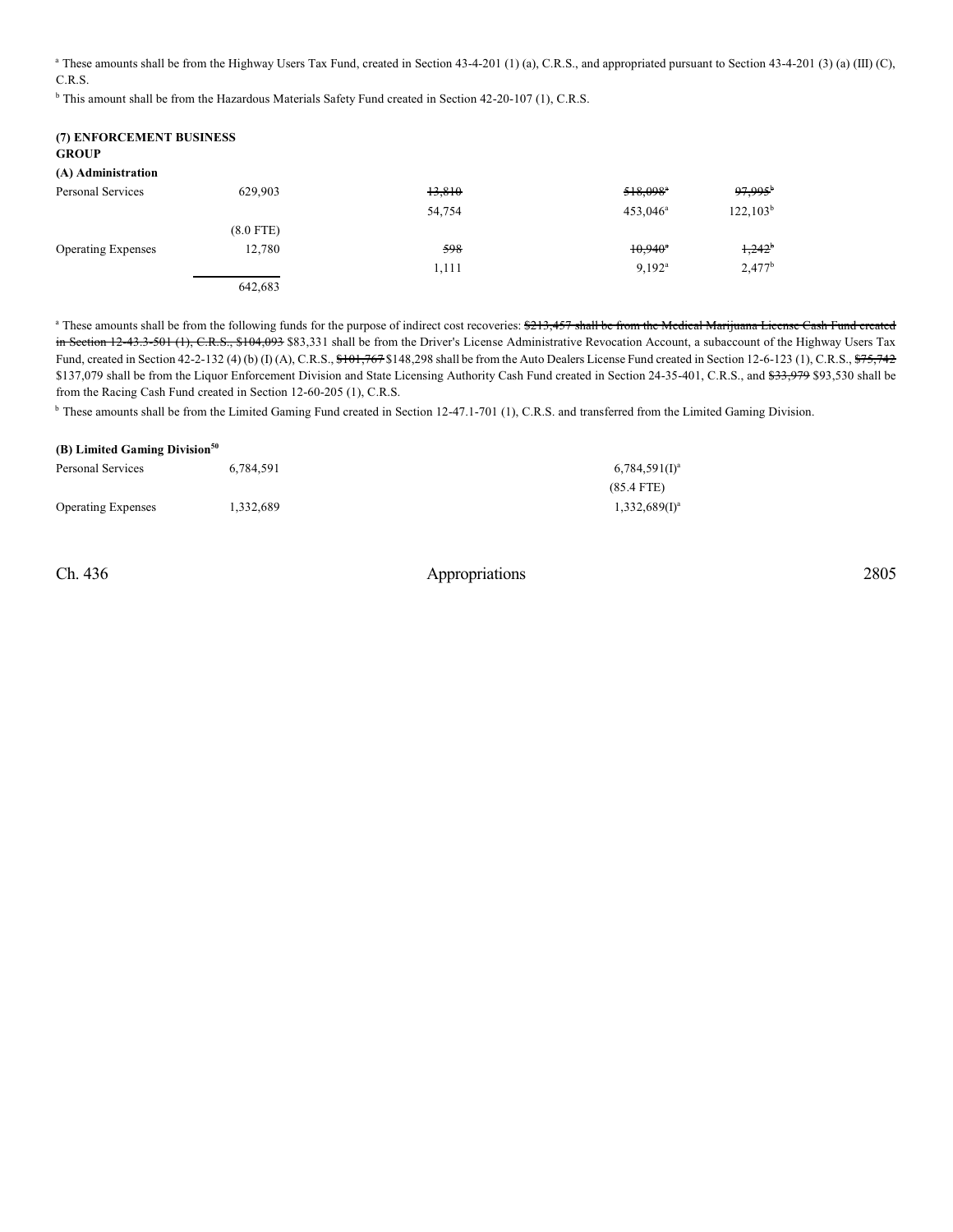[a] These amounts shall be from the Highway Users Tax Fund, created in Section 43-4-201 (1) (a), C.R.S., and appropriated pursuant to Section 43-4-201 (3) (a) (III) (C), C.R.S.

[b] This amount shall be from the Hazardous Materials Safety Fund created in Section 42-20-107 (1), C.R.S.

**(7) ENFORCEMENT BUSINESS GROUP**

**(A) Administration**

| | | | | |
|---|---|---|---|---|
| Personal Services | 629,903 | ~~13,810~~ | ~~518,098~~[a] | ~~97,995~~[b] |
| | | 54,754 | 453,046[a] | 122,103[b] |
| | (8.0 FTE) | | | |
| Operating Expenses | 12,780 | ~~598~~ | ~~10,940~~[a] | ~~1,242~~[b] |
| | | 1,111 | 9,192[a] | 2,477[b] |
| | 642,683 | | | |

[a] These amounts shall be from the following funds for the purpose of indirect cost recoveries: ~~$213,457 shall be from the Medical Marijuana License Cash Fund created in Section 12-43.3-501 (1), C.R.S., $104,093~~ $83,331 shall be from the Driver's License Administrative Revocation Account, a subaccount of the Highway Users Tax Fund, created in Section 42-2-132 (4) (b) (I) (A), C.R.S., ~~$101,767~~ $148,298 shall be from the Auto Dealers License Fund created in Section 12-6-123 (1), C.R.S., ~~$75,742~~ $137,079 shall be from the Liquor Enforcement Division and State Licensing Authority Cash Fund created in Section 24-35-401, C.R.S., and ~~$33,979~~ $93,530 shall be from the Racing Cash Fund created in Section 12-60-205 (1), C.R.S.

[b] These amounts shall be from the Limited Gaming Fund created in Section 12-47.1-701 (1), C.R.S. and transferred from the Limited Gaming Division.

**(B) Limited Gaming Division[50]**

| | | |
|---|---|---|
| Personal Services | 6,784,591 | 6,784,591(I)[a] |
| | | (85.4 FTE) |
| Operating Expenses | 1,332,689 | 1,332,689(I)[a] |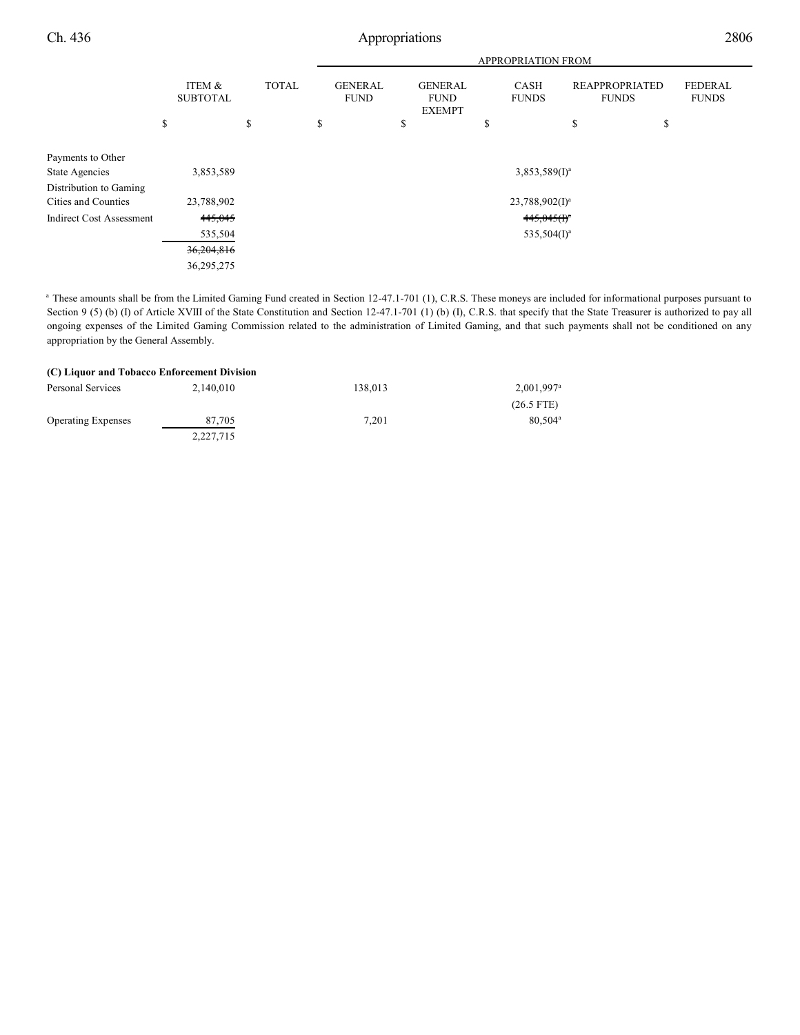| | ITEM & SUBTOTAL | TOTAL | GENERAL FUND | GENERAL FUND EXEMPT | CASH FUNDS | REAPPROPRIATED FUNDS | FEDERAL FUNDS |
|---|---|---|---|---|---|---|---|
| | | | | APPROPRIATION FROM | | | |
| | $ | $ | $ | $ | $ | $ | $ |
| Payments to Other State Agencies | 3,853,589 | | | | 3,853,589(I)[a] | | |
| Distribution to Gaming Cities and Counties | 23,788,902 | | | | 23,788,902(I)[a] | | |
| Indirect Cost Assessment | ~~445,045~~ | | | | ~~445,045(I)~~[a] | | |
| | 535,504 | | | | 535,504(I)[a] | | |
| | ~~36,204,816~~ | | | | | | |
| | 36,295,275 | | | | | | |

[a] These amounts shall be from the Limited Gaming Fund created in Section 12-47.1-701 (1), C.R.S. These moneys are included for informational purposes pursuant to Section 9 (5) (b) (I) of Article XVIII of the State Constitution and Section 12-47.1-701 (1) (b) (I), C.R.S. that specify that the State Treasurer is authorized to pay all ongoing expenses of the Limited Gaming Commission related to the administration of Limited Gaming, and that such payments shall not be conditioned on any appropriation by the General Assembly.

**(C) Liquor and Tobacco Enforcement Division**

| | ITEM & SUBTOTAL | TOTAL | GENERAL FUND | GENERAL FUND EXEMPT | CASH FUNDS | REAPPROPRIATED FUNDS | FEDERAL FUNDS |
|---|---|---|---|---|---|---|---|
| Personal Services | 2,140,010 | | 138,013 | | 2,001,997[a] | | |
| | | | | | (26.5 FTE) | | |
| Operating Expenses | 87,705 | | 7,201 | | 80,504[a] | | |
| | 2,227,715 | | | | | | |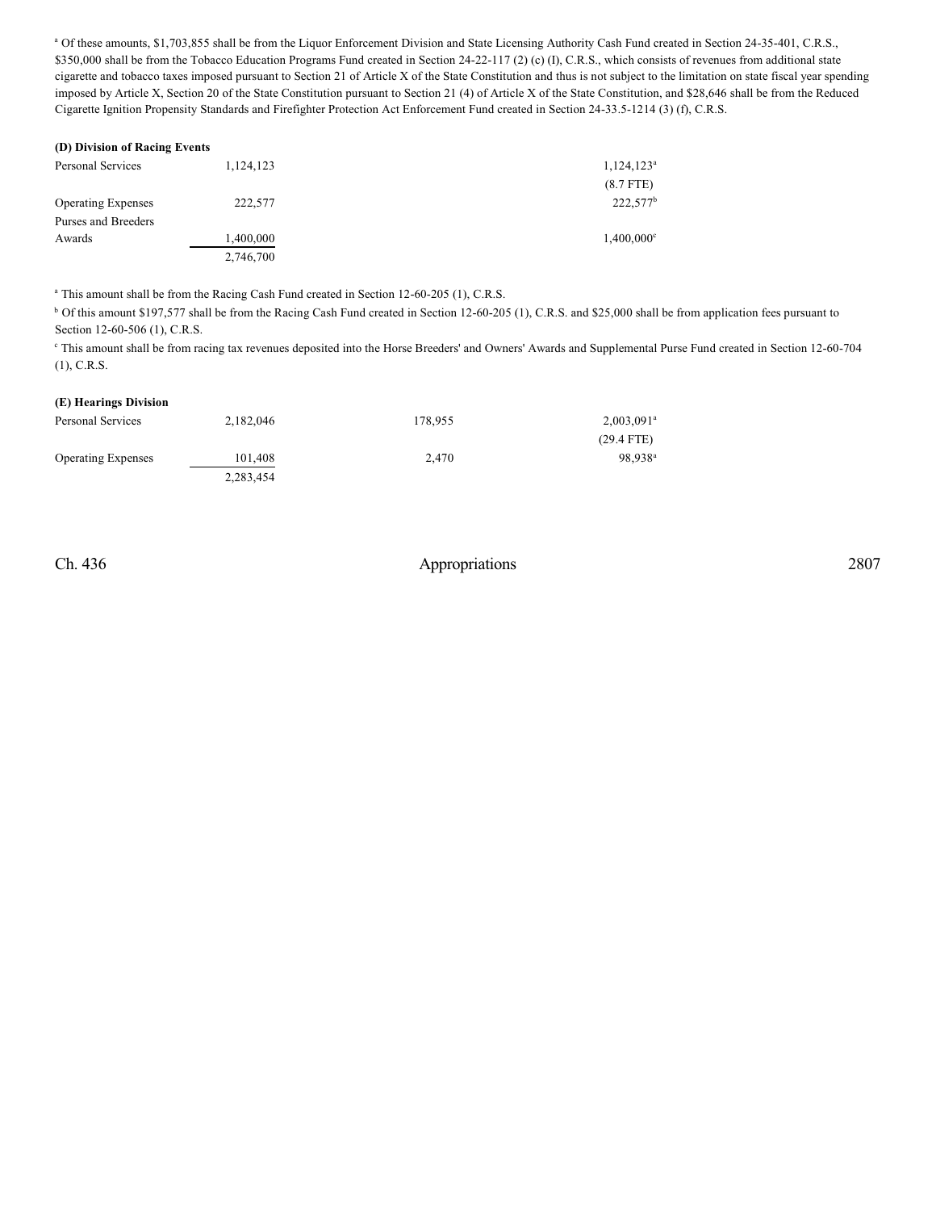[a] Of these amounts, $1,703,855 shall be from the Liquor Enforcement Division and State Licensing Authority Cash Fund created in Section 24-35-401, C.R.S., $350,000 shall be from the Tobacco Education Programs Fund created in Section 24-22-117 (2) (c) (I), C.R.S., which consists of revenues from additional state cigarette and tobacco taxes imposed pursuant to Section 21 of Article X of the State Constitution and thus is not subject to the limitation on state fiscal year spending imposed by Article X, Section 20 of the State Constitution pursuant to Section 21 (4) of Article X of the State Constitution, and $28,646 shall be from the Reduced Cigarette Ignition Propensity Standards and Firefighter Protection Act Enforcement Fund created in Section 24-33.5-1214 (3) (f), C.R.S.

**(D) Division of Racing Events**

| | | | |
|---|---|---|---|
| Personal Services | 1,124,123 | | 1,124,123[a] |
| | | | (8.7 FTE) |
| Operating Expenses | 222,577 | | 222,577[b] |
| Purses and Breeders Awards | 1,400,000 | | 1,400,000[c] |
| | 2,746,700 | | |

[a] This amount shall be from the Racing Cash Fund created in Section 12-60-205 (1), C.R.S.

[b] Of this amount $197,577 shall be from the Racing Cash Fund created in Section 12-60-205 (1), C.R.S. and $25,000 shall be from application fees pursuant to Section 12-60-506 (1), C.R.S.

[c] This amount shall be from racing tax revenues deposited into the Horse Breeders' and Owners' Awards and Supplemental Purse Fund created in Section 12-60-704 (1), C.R.S.

**(E) Hearings Division**

| | | | |
|---|---|---|---|
| Personal Services | 2,182,046 | 178,955 | 2,003,091[a] |
| | | | (29.4 FTE) |
| Operating Expenses | 101,408 | 2,470 | 98,938[a] |
| | 2,283,454 | | |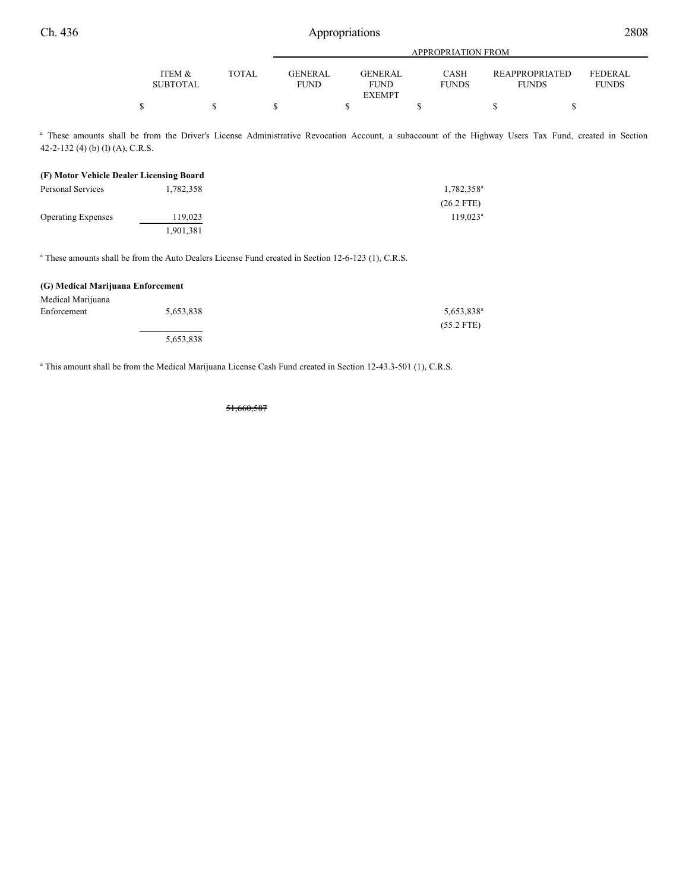| | ITEM & SUBTOTAL | TOTAL | APPROPRIATION FROM GENERAL FUND | GENERAL FUND EXEMPT | CASH FUNDS | REAPPROPRIATED FUNDS | FEDERAL FUNDS |
|---|---|---|---|---|---|---|---|
| | $ | $ | $ | $ | $ | $ | $ |

[a] These amounts shall be from the Driver's License Administrative Revocation Account, a subaccount of the Highway Users Tax Fund, created in Section 42-2-132 (4) (b) (I) (A), C.R.S.

**(F) Motor Vehicle Dealer Licensing Board**

| | ITEM & SUBTOTAL | TOTAL | GENERAL FUND | GENERAL FUND EXEMPT | CASH FUNDS | REAPPROPRIATED FUNDS | FEDERAL FUNDS |
|---|---|---|---|---|---|---|---|
| Personal Services | 1,782,358 | | | | 1,782,358[a] (26.2 FTE) | | |
| Operating Expenses | 119,023 | | | | 119,023[a] | | |
| | 1,901,381 | | | | | | |

[a] These amounts shall be from the Auto Dealers License Fund created in Section 12-6-123 (1), C.R.S.

**(G) Medical Marijuana Enforcement**

| | ITEM & SUBTOTAL | TOTAL | GENERAL FUND | GENERAL FUND EXEMPT | CASH FUNDS | REAPPROPRIATED FUNDS | FEDERAL FUNDS |
|---|---|---|---|---|---|---|---|
| Medical Marijuana Enforcement | 5,653,838 | | | | 5,653,838[a] (55.2 FTE) | | |
| | 5,653,838 | | | | | | |

[a] This amount shall be from the Medical Marijuana License Cash Fund created in Section 12-43.3-501 (1), C.R.S.

| | ITEM & SUBTOTAL | TOTAL | GENERAL FUND | GENERAL FUND EXEMPT | CASH FUNDS | REAPPROPRIATED FUNDS | FEDERAL FUNDS |
|---|---|---|---|---|---|---|---|
| | | ~~51,660,587~~ | | | | | |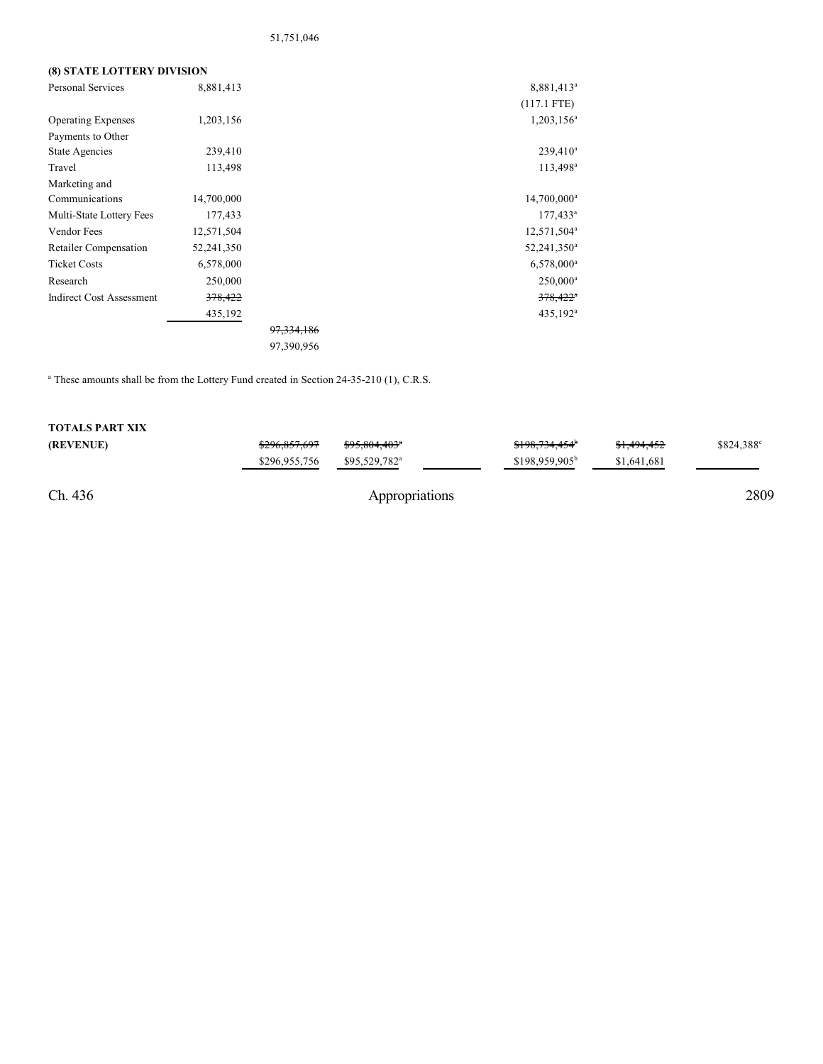51,751,046

**(8) STATE LOTTERY DIVISION**

| | | | | |
|---|---|---|---|---|
| Personal Services | 8,881,413 | | 8,881,413[a] | |
| | | | (117.1 FTE) | |
| Operating Expenses | 1,203,156 | | 1,203,156[a] | |
| Payments to Other State Agencies | 239,410 | | 239,410[a] | |
| Travel | 113,498 | | 113,498[a] | |
| Marketing and Communications | 14,700,000 | | 14,700,000[a] | |
| Multi-State Lottery Fees | 177,433 | | 177,433[a] | |
| Vendor Fees | 12,571,504 | | 12,571,504[a] | |
| Retailer Compensation | 52,241,350 | | 52,241,350[a] | |
| Ticket Costs | 6,578,000 | | 6,578,000[a] | |
| Research | 250,000 | | 250,000[a] | |
| Indirect Cost Assessment | ~~378,422~~ | | ~~378,422~~[a] | |
| | 435,192 | | 435,192[a] | |
| | | ~~97,334,186~~ | | |
| | | 97,390,956 | | |

[a] These amounts shall be from the Lottery Fund created in Section 24-35-210 (1), C.R.S.

| | | | | | | |
|---|---|---|---|---|---|---|
| **TOTALS PART XIX** | | | | | | |
| **(REVENUE)** | ~~$296,857,697~~ | ~~$95,804,403~~[a] | | ~~$198,734,454~~[b] | ~~$1,494,452~~ | $824,388[c] |
| | $296,955,756 | $95,529,782[a] | | $198,959,905[b] | $1,641,681 | |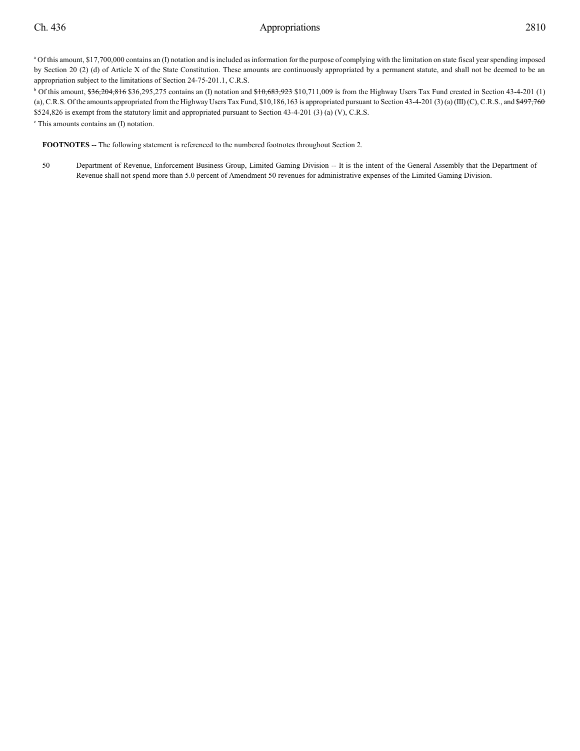[a] Of this amount, $17,700,000 contains an (I) notation and is included as information for the purpose of complying with the limitation on state fiscal year spending imposed by Section 20 (2) (d) of Article X of the State Constitution. These amounts are continuously appropriated by a permanent statute, and shall not be deemed to be an appropriation subject to the limitations of Section 24-75-201.1, C.R.S.

[b] Of this amount, ~~$36,204,816~~ $36,295,275 contains an (I) notation and ~~$10,683,923~~ $10,711,009 is from the Highway Users Tax Fund created in Section 43-4-201 (1) (a), C.R.S. Of the amounts appropriated from the Highway Users Tax Fund, $10,186,163 is appropriated pursuant to Section 43-4-201 (3) (a) (III) (C), C.R.S., and ~~$497,760~~ $524,826 is exempt from the statutory limit and appropriated pursuant to Section 43-4-201 (3) (a) (V), C.R.S.

[c] This amounts contains an (I) notation.

**FOOTNOTES** -- The following statement is referenced to the numbered footnotes throughout Section 2.

50 Department of Revenue, Enforcement Business Group, Limited Gaming Division -- It is the intent of the General Assembly that the Department of Revenue shall not spend more than 5.0 percent of Amendment 50 revenues for administrative expenses of the Limited Gaming Division.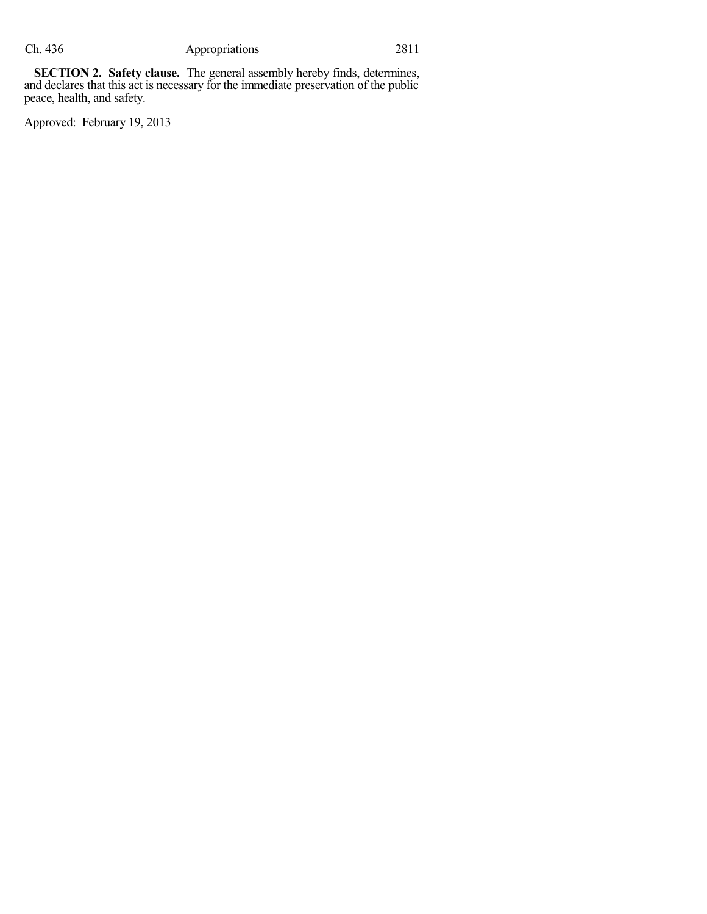**SECTION 2. Safety clause.** The general assembly hereby finds, determines, and declares that this act is necessary for the immediate preservation of the public peace, health, and safety.

Approved: February 19, 2013